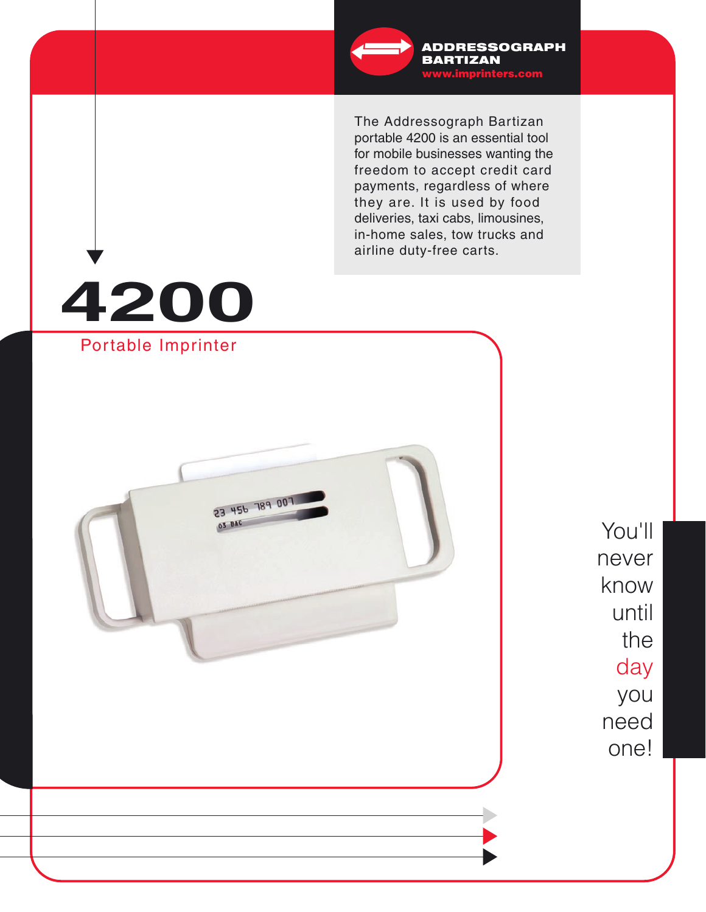**ADDRESSOGRAPH BARTIZAN**
www.imprinters.com

The Addressograph Bartizan portable 4200 is an essential tool for mobile businesses wanting the freedom to accept credit card payments, regardless of where they are. It is used by food deliveries, taxi cabs, limousines, in-home sales, tow trucks and airline duty-free carts.

# 4200

## Portable Imprinter

You'll never know until the day you need one!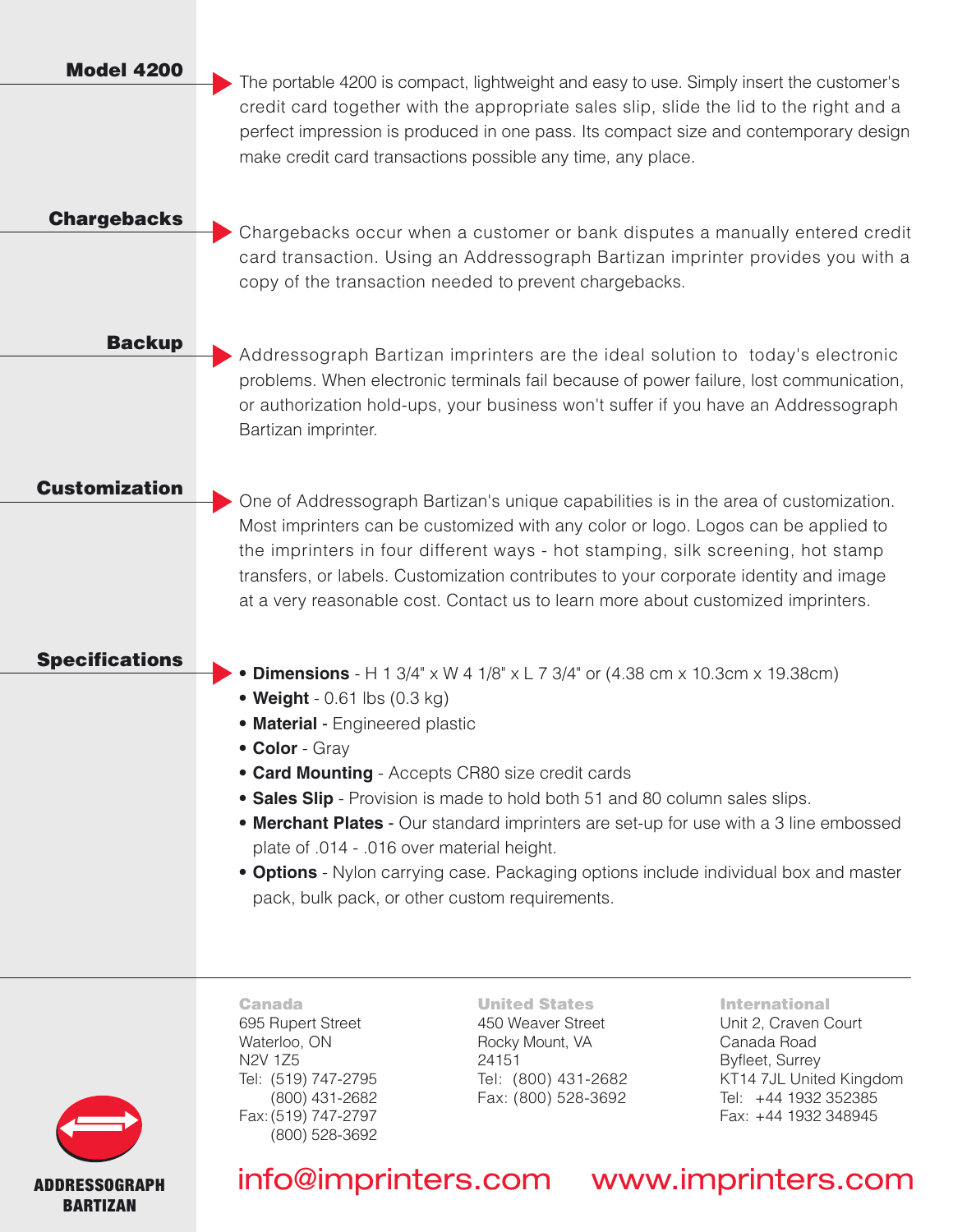## Model 4200

The portable 4200 is compact, lightweight and easy to use. Simply insert the customer's credit card together with the appropriate sales slip, slide the lid to the right and a perfect impression is produced in one pass. Its compact size and contemporary design make credit card transactions possible any time, any place.

## Chargebacks

Chargebacks occur when a customer or bank disputes a manually entered credit card transaction. Using an Addressograph Bartizan imprinter provides you with a copy of the transaction needed to prevent chargebacks.

## Backup

Addressograph Bartizan imprinters are the ideal solution to today's electronic problems. When electronic terminals fail because of power failure, lost communication, or authorization hold-ups, your business won't suffer if you have an Addressograph Bartizan imprinter.

## Customization

One of Addressograph Bartizan's unique capabilities is in the area of customization. Most imprinters can be customized with any color or logo. Logos can be applied to the imprinters in four different ways - hot stamping, silk screening, hot stamp transfers, or labels. Customization contributes to your corporate identity and image at a very reasonable cost. Contact us to learn more about customized imprinters.

## Specifications

- **Dimensions** - H 1 3/4" x W 4 1/8" x L 7 3/4" or (4.38 cm x 10.3cm x 19.38cm)
- **Weight** - 0.61 lbs (0.3 kg)
- **Material** - Engineered plastic
- **Color** - Gray
- **Card Mounting** - Accepts CR80 size credit cards
- **Sales Slip** - Provision is made to hold both 51 and 80 column sales slips.
- **Merchant Plates** - Our standard imprinters are set-up for use with a 3 line embossed plate of .014 - .016 over material height.
- **Options** - Nylon carrying case. Packaging options include individual box and master pack, bulk pack, or other custom requirements.

**Canada**
695 Rupert Street
Waterloo, ON
N2V 1Z5
Tel: (519) 747-2795
(800) 431-2682
Fax: (519) 747-2797
(800) 528-3692

**United States**
450 Weaver Street
Rocky Mount, VA
24151
Tel: (800) 431-2682
Fax: (800) 528-3692

**International**
Unit 2, Craven Court
Canada Road
Byfleet, Surrey
KT14 7JL United Kingdom
Tel: +44 1932 352385
Fax: +44 1932 348945

ADDRESSOGRAPH BARTIZAN

info@imprinters.com www.imprinters.com